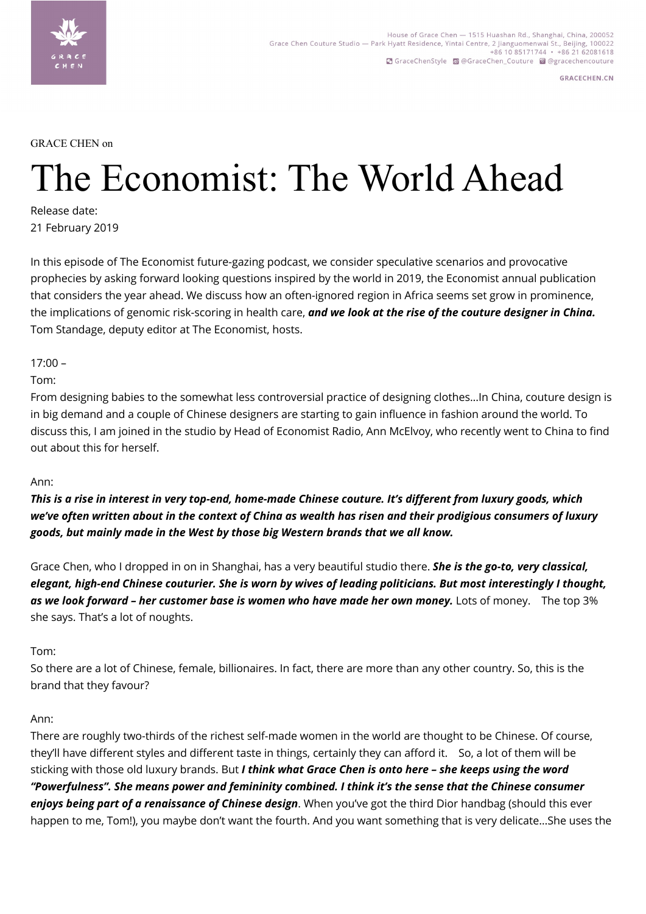GRACE CHEN on

# The Economist: The World Ahead

Release date:
21 February 2019

In this episode of The Economist future-gazing podcast, we consider speculative scenarios and provocative prophecies by asking forward looking questions inspired by the world in 2019, the Economist annual publication that considers the year ahead. We discuss how an often-ignored region in Africa seems set grow in prominence, the implications of genomic risk-scoring in health care, ***and we look at the rise of the couture designer in China.*** Tom Standage, deputy editor at The Economist, hosts.

17:00 –

Tom:
From designing babies to the somewhat less controversial practice of designing clothes…In China, couture design is in big demand and a couple of Chinese designers are starting to gain influence in fashion around the world. To discuss this, I am joined in the studio by Head of Economist Radio, Ann McElvoy, who recently went to China to find out about this for herself.

Ann:
***This is a rise in interest in very top-end, home-made Chinese couture. It's different from luxury goods, which we've often written about in the context of China as wealth has risen and their prodigious consumers of luxury goods, but mainly made in the West by those big Western brands that we all know.***

Grace Chen, who I dropped in on in Shanghai, has a very beautiful studio there. ***She is the go-to, very classical, elegant, high-end Chinese couturier. She is worn by wives of leading politicians. But most interestingly I thought, as we look forward – her customer base is women who have made her own money.*** Lots of money. The top 3% she says. That's a lot of noughts.

Tom:
So there are a lot of Chinese, female, billionaires. In fact, there are more than any other country. So, this is the brand that they favour?

Ann:
There are roughly two-thirds of the richest self-made women in the world are thought to be Chinese. Of course, they'll have different styles and different taste in things, certainly they can afford it. So, a lot of them will be sticking with those old luxury brands. But ***I think what Grace Chen is onto here – she keeps using the word "Powerfulness". She means power and femininity combined. I think it's the sense that the Chinese consumer enjoys being part of a renaissance of Chinese design***. When you've got the third Dior handbag (should this ever happen to me, Tom!), you maybe don't want the fourth. And you want something that is very delicate…She uses the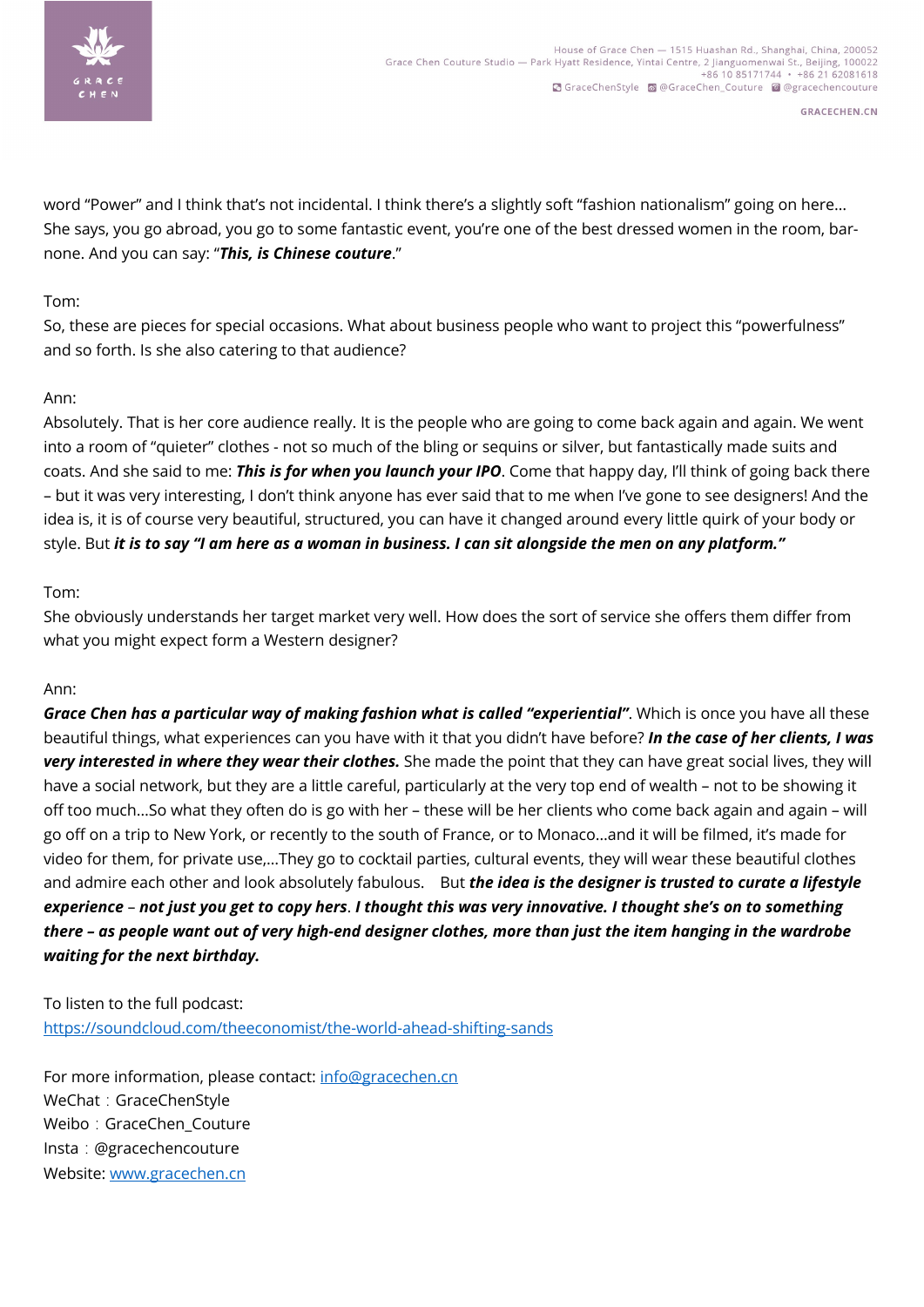word “Power” and I think that’s not incidental. I think there’s a slightly soft “fashion nationalism” going on here… She says, you go abroad, you go to some fantastic event, you’re one of the best dressed women in the room, bar-none. And you can say: “***This, is Chinese couture***.”

Tom:
So, these are pieces for special occasions. What about business people who want to project this “powerfulness” and so forth. Is she also catering to that audience?

Ann:
Absolutely. That is her core audience really. It is the people who are going to come back again and again. We went into a room of “quieter” clothes - not so much of the bling or sequins or silver, but fantastically made suits and coats. And she said to me: ***This is for when you launch your IPO***. Come that happy day, I’ll think of going back there – but it was very interesting, I don’t think anyone has ever said that to me when I’ve gone to see designers! And the idea is, it is of course very beautiful, structured, you can have it changed around every little quirk of your body or style. But ***it is to say “I am here as a woman in business. I can sit alongside the men on any platform.”***

Tom:
She obviously understands her target market very well. How does the sort of service she offers them differ from what you might expect form a Western designer?

Ann:
***Grace Chen has a particular way of making fashion what is called “experiential”***. Which is once you have all these beautiful things, what experiences can you have with it that you didn’t have before? ***In the case of her clients, I was very interested in where they wear their clothes.*** She made the point that they can have great social lives, they will have a social network, but they are a little careful, particularly at the very top end of wealth – not to be showing it off too much…So what they often do is go with her – these will be her clients who come back again and again – will go off on a trip to New York, or recently to the south of France, or to Monaco…and it will be filmed, it’s made for video for them, for private use,…They go to cocktail parties, cultural events, they will wear these beautiful clothes and admire each other and look absolutely fabulous. But ***the idea is the designer is trusted to curate a lifestyle experience*** – ***not just you get to copy hers***. ***I thought this was very innovative. I thought she’s on to something there – as people want out of very high-end designer clothes, more than just the item hanging in the wardrobe waiting for the next birthday.***

To listen to the full podcast:
[https://soundcloud.com/theeconomist/the-world-ahead-shifting-sands](https://soundcloud.com/theeconomist/the-world-ahead-shifting-sands)

For more information, please contact: [info@gracechen.cn](mailto:info@gracechen.cn)
WeChat：GraceChenStyle
Weibo：GraceChen_Couture
Insta：@gracechencouture
Website: [www.gracechen.cn](http://www.gracechen.cn)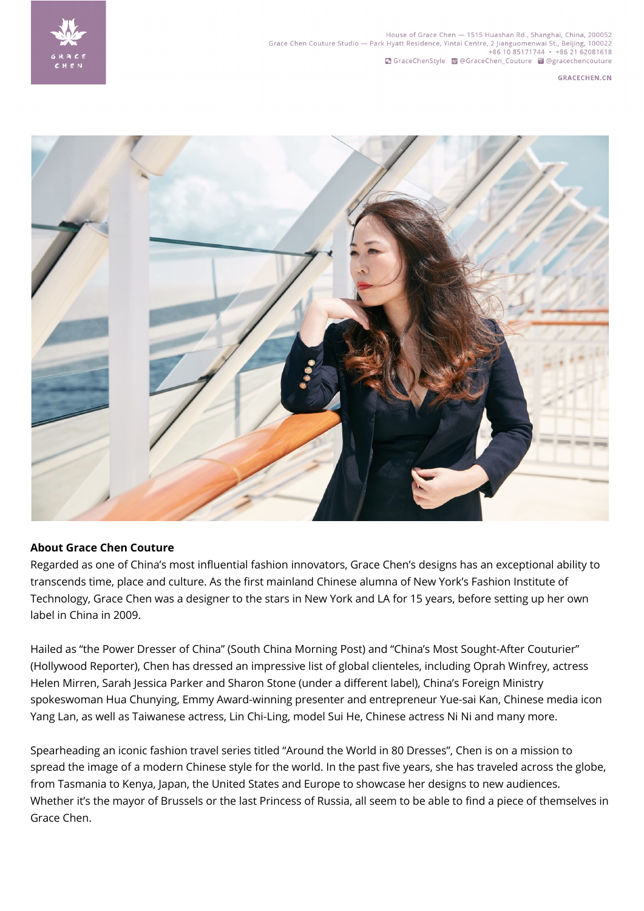House of Grace Chen — 1515 Huashan Rd., Shanghai, China, 200052
Grace Chen Couture Studio — Park Hyatt Residence, Yintai Centre, 2 Jianguomenwai St., Beijing, 100022
+86 10 85171744 • +86 21 62081618
GraceChenStyle @GraceChen_Couture @gracechencouture

GRACECHEN.CN

**About Grace Chen Couture**

Regarded as one of China's most influential fashion innovators, Grace Chen's designs has an exceptional ability to transcends time, place and culture. As the first mainland Chinese alumna of New York's Fashion Institute of Technology, Grace Chen was a designer to the stars in New York and LA for 15 years, before setting up her own label in China in 2009.

Hailed as "the Power Dresser of China" (South China Morning Post) and "China's Most Sought-After Couturier" (Hollywood Reporter), Chen has dressed an impressive list of global clienteles, including Oprah Winfrey, actress Helen Mirren, Sarah Jessica Parker and Sharon Stone (under a different label), China's Foreign Ministry spokeswoman Hua Chunying, Emmy Award-winning presenter and entrepreneur Yue-sai Kan, Chinese media icon Yang Lan, as well as Taiwanese actress, Lin Chi-Ling, model Sui He, Chinese actress Ni Ni and many more.

Spearheading an iconic fashion travel series titled "Around the World in 80 Dresses", Chen is on a mission to spread the image of a modern Chinese style for the world. In the past five years, she has traveled across the globe, from Tasmania to Kenya, Japan, the United States and Europe to showcase her designs to new audiences. Whether it's the mayor of Brussels or the last Princess of Russia, all seem to be able to find a piece of themselves in Grace Chen.